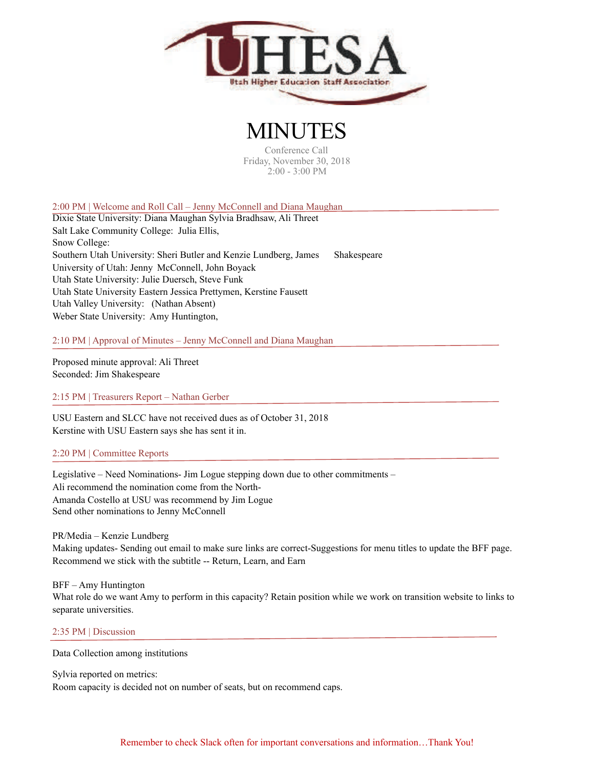UHESA
Utah Higher Education Staff Association

# MINUTES

Conference Call
Friday, November 30, 2018
2:00 - 3:00 PM

## 2:00 PM | Welcome and Roll Call – Jenny McConnell and Diana Maughan

Dixie State University: Diana Maughan Sylvia Bradhsaw, Ali Threet
Salt Lake Community College: Julia Ellis,
Snow College:
Southern Utah University: Sheri Butler and Kenzie Lundberg, James Shakespeare
University of Utah: Jenny McConnell, John Boyack
Utah State University: Julie Duersch, Steve Funk
Utah State University Eastern Jessica Prettymen, Kerstine Fausett
Utah Valley University: (Nathan Absent)
Weber State University: Amy Huntington,

## 2:10 PM | Approval of Minutes – Jenny McConnell and Diana Maughan

Proposed minute approval: Ali Threet
Seconded: Jim Shakespeare

## 2:15 PM | Treasurers Report – Nathan Gerber

USU Eastern and SLCC have not received dues as of October 31, 2018
Kerstine with USU Eastern says she has sent it in.

## 2:20 PM | Committee Reports

Legislative – Need Nominations- Jim Logue stepping down due to other commitments –
Ali recommend the nomination come from the North-
Amanda Costello at USU was recommend by Jim Logue
Send other nominations to Jenny McConnell

PR/Media – Kenzie Lundberg
Making updates- Sending out email to make sure links are correct-Suggestions for menu titles to update the BFF page. Recommend we stick with the subtitle -- Return, Learn, and Earn

BFF – Amy Huntington
What role do we want Amy to perform in this capacity? Retain position while we work on transition website to links to separate universities.

## 2:35 PM | Discussion

Data Collection among institutions

Sylvia reported on metrics:
Room capacity is decided not on number of seats, but on recommend caps.

Remember to check Slack often for important conversations and information…Thank You!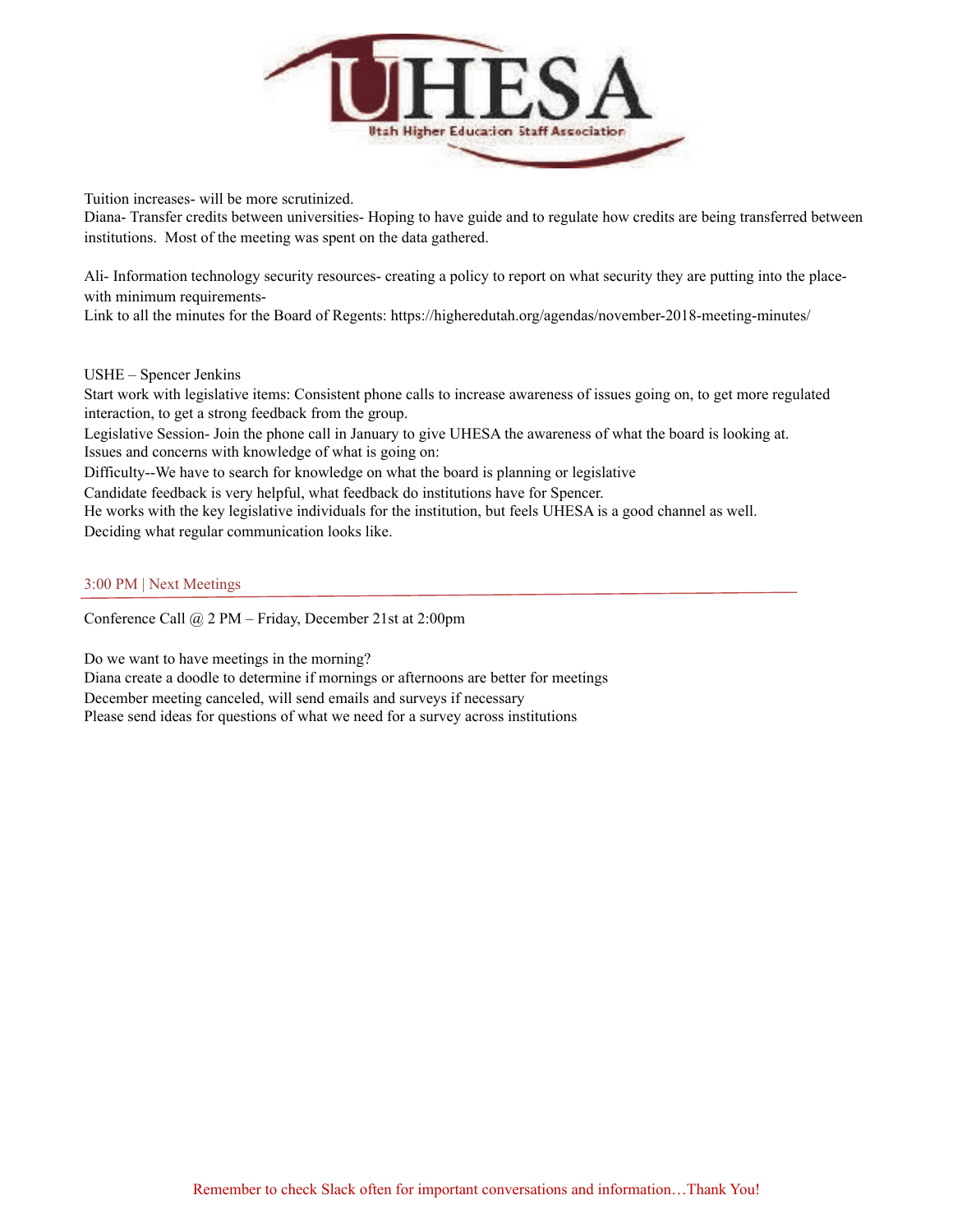Tuition increases- will be more scrutinized.
Diana- Transfer credits between universities- Hoping to have guide and to regulate how credits are being transferred between institutions. Most of the meeting was spent on the data gathered.

Ali- Information technology security resources- creating a policy to report on what security they are putting into the place- with minimum requirements-
Link to all the minutes for the Board of Regents: https://higheredutah.org/agendas/november-2018-meeting-minutes/

USHE – Spencer Jenkins
Start work with legislative items: Consistent phone calls to increase awareness of issues going on, to get more regulated interaction, to get a strong feedback from the group.
Legislative Session- Join the phone call in January to give UHESA the awareness of what the board is looking at.
Issues and concerns with knowledge of what is going on:
Difficulty--We have to search for knowledge on what the board is planning or legislative
Candidate feedback is very helpful, what feedback do institutions have for Spencer.
He works with the key legislative individuals for the institution, but feels UHESA is a good channel as well.
Deciding what regular communication looks like.

## 3:00 PM | Next Meetings

Conference Call @ 2 PM – Friday, December 21st at 2:00pm

Do we want to have meetings in the morning?
Diana create a doodle to determine if mornings or afternoons are better for meetings
December meeting canceled, will send emails and surveys if necessary
Please send ideas for questions of what we need for a survey across institutions

Remember to check Slack often for important conversations and information…Thank You!